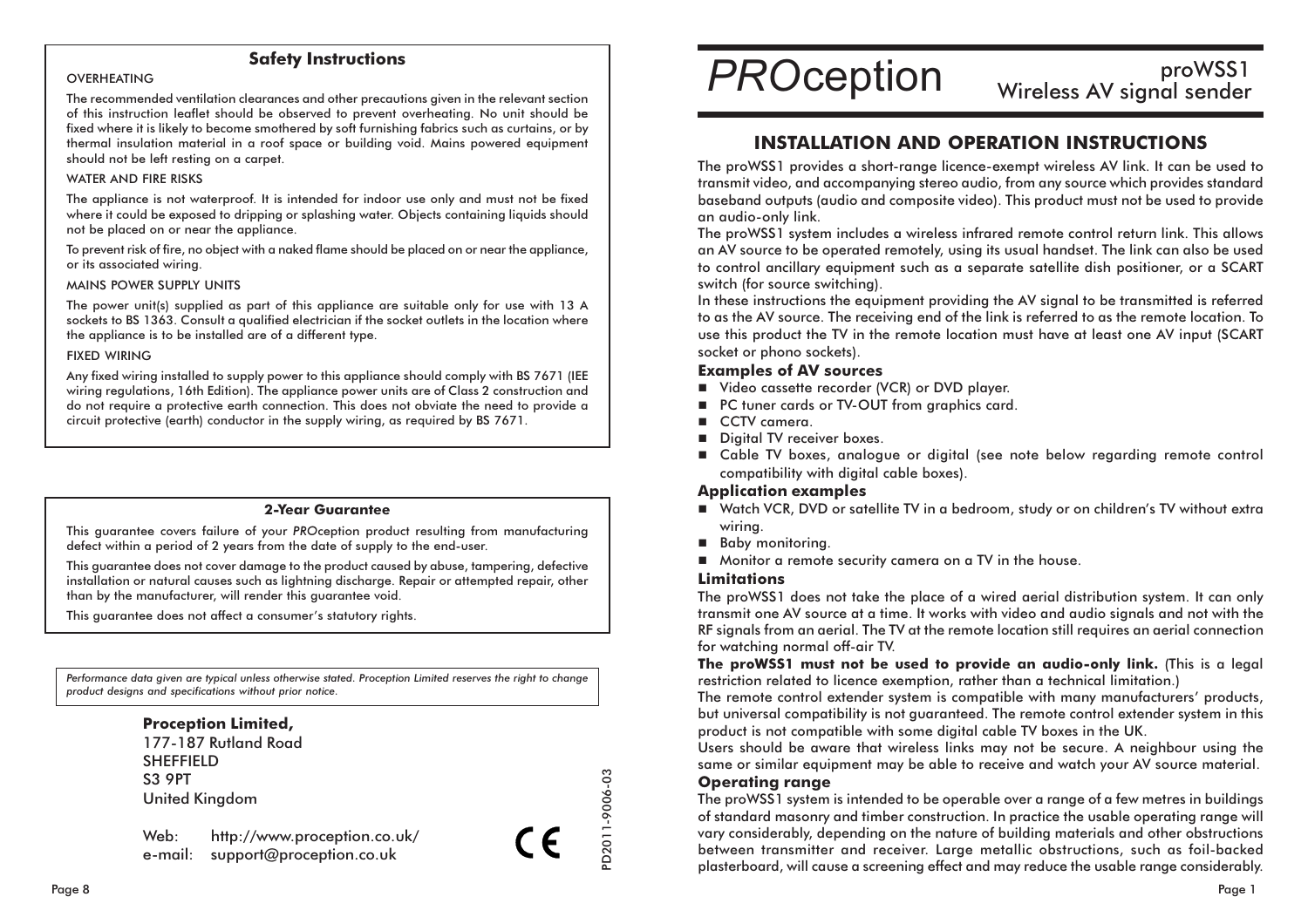# *PRO*ception

## proWSS1 Wireless AV signal sender

## INSTALLATION AND OPERATION INSTRUCTIONS

The proWSS1 provides a short-range licence-exempt wireless AV link. It can be used to transmit video, and accompanying stereo audio, from any source which provides standard baseband outputs (audio and composite video). This product must not be used to provide an audio-only link.

The proWSS1 system includes a wireless infrared remote control return link. This allows an AV source to be operated remotely, using its usual handset. The link can also be used to control ancillary equipment such as a separate satellite dish positioner, or a SCART switch (for source switching).

In these instructions the equipment providing the AV signal to be transmitted is referred to as the AV source. The receiving end of the link is referred to as the remote location. To use this product the TV in the remote location must have at least one AV input (SCART socket or phono sockets).

### Examples of AV sources

- Video cassette recorder (VCR) or DVD player.
- PC tuner cards or TV-OUT from graphics card.
- CCTV camera.
- Digital TV receiver boxes.
- Cable TV boxes, analogue or digital (see note below regarding remote control compatibility with digital cable boxes).

### Application examples

- Watch VCR, DVD or satellite TV in a bedroom, study or on children's TV without extra wiring.
- Baby monitoring.
- Monitor a remote security camera on a TV in the house.

### Limitations

The proWSS1 does not take the place of a wired aerial distribution system. It can only transmit one AV source at a time. It works with video and audio signals and not with the RF signals from an aerial. The TV at the remote location still requires an aerial connection for watching normal off-air TV.

**The proWSS1 must not be used to provide an audio-only link.** (This is a legal restriction related to licence exemption, rather than a technical limitation.)

The remote control extender system is compatible with many manufacturers' products, but universal compatibility is not guaranteed. The remote control extender system in this product is not compatible with some digital cable TV boxes in the UK.

Users should be aware that wireless links may not be secure. A neighbour using the same or similar equipment may be able to receive and watch your AV source material.

### Operating range

The proWSS1 system is intended to be operable over a range of a few metres in buildings of standard masonry and timber construction. In practice the usable operating range will vary considerably, depending on the nature of building materials and other obstructions between transmitter and receiver. Large metallic obstructions, such as foil-backed plasterboard, will cause a screening effect and may reduce the usable range considerably.

## Safety Instructions

OVERHEATING

The recommended ventilation clearances and other precautions given in the relevant section of this instruction leaflet should be observed to prevent overheating. No unit should be fixed where it is likely to become smothered by soft furnishing fabrics such as curtains, or by thermal insulation material in a roof space or building void. Mains powered equipment should not be left resting on a carpet.

WATER AND FIRE RISKS

The appliance is not waterproof. It is intended for indoor use only and must not be fixed where it could be exposed to dripping or splashing water. Objects containing liquids should not be placed on or near the appliance.

To prevent risk of fire, no object with a naked flame should be placed on or near the appliance, or its associated wiring.

MAINS POWER SUPPLY UNITS

The power unit(s) supplied as part of this appliance are suitable only for use with 13 A sockets to BS 1363. Consult a qualified electrician if the socket outlets in the location where the appliance is to be installed are of a different type.

FIXED WIRING

Any fixed wiring installed to supply power to this appliance should comply with BS 7671 (IEE wiring regulations, 16th Edition). The appliance power units are of Class 2 construction and do not require a protective earth connection. This does not obviate the need to provide a circuit protective (earth) conductor in the supply wiring, as required by BS 7671.

## 2-Year Guarantee

This guarantee covers failure of your *PRO*ception product resulting from manufacturing defect within a period of 2 years from the date of supply to the end-user.

This guarantee does not cover damage to the product caused by abuse, tampering, defective installation or natural causes such as lightning discharge. Repair or attempted repair, other than by the manufacturer, will render this guarantee void.

This guarantee does not affect a consumer's statutory rights.

*Performance data given are typical unless otherwise stated. Proception Limited reserves the right to change product designs and specifications without prior notice.*

**Proception Limited,**
177-187 Rutland Road
SHEFFIELD
S3 9PT
United Kingdom

Web: http://www.proception.co.uk/
e-mail: support@proception.co.uk

CE

PD2011-9006-03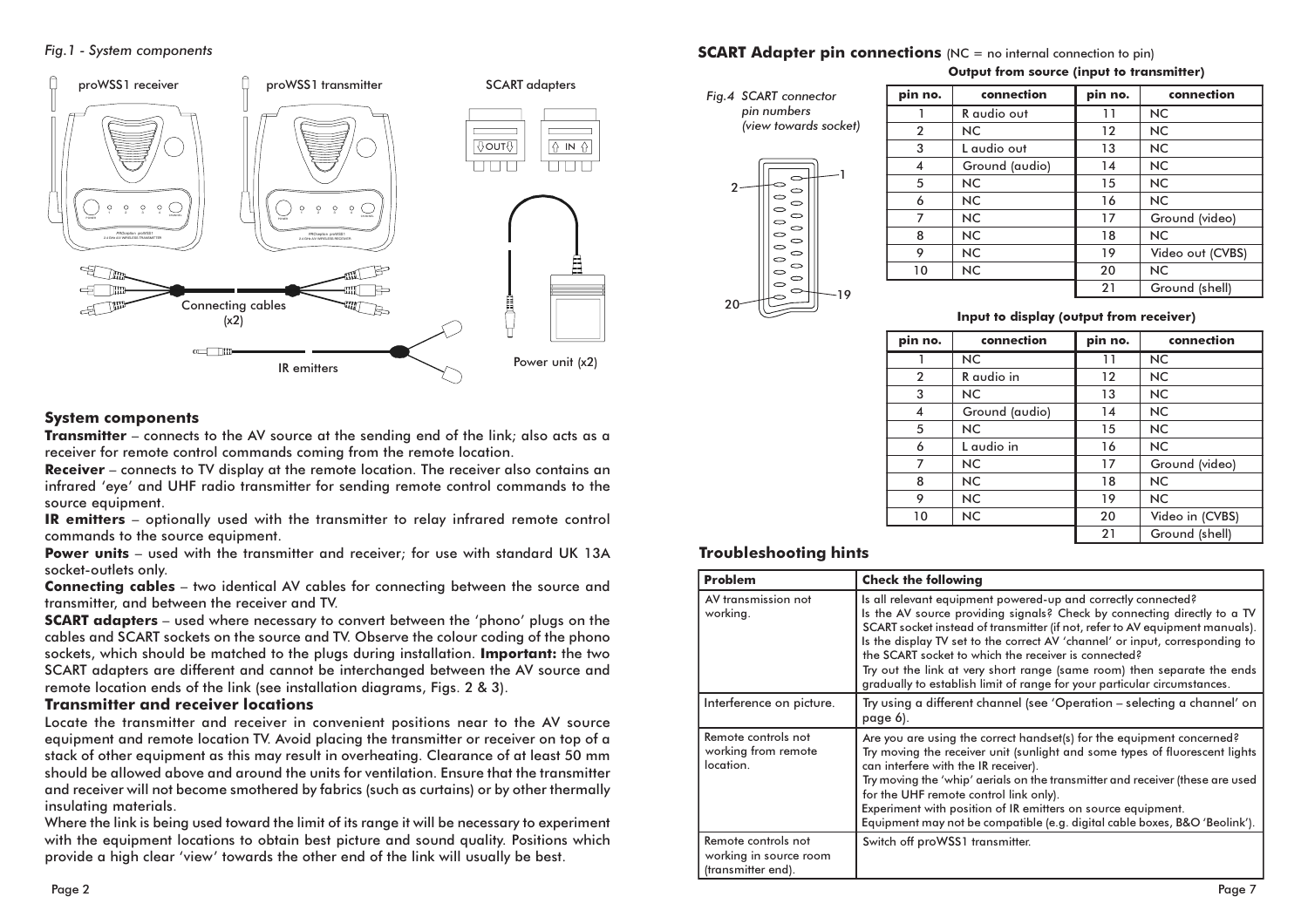*Fig.1 - System components*

proWSS1 receiver   proWSS1 transmitter   SCART adapters

Connecting cables (x2)   IR emitters   Power unit (x2)

### System components

**Transmitter** – connects to the AV source at the sending end of the link; also acts as a receiver for remote control commands coming from the remote location.

**Receiver** – connects to TV display at the remote location. The receiver also contains an infrared 'eye' and UHF radio transmitter for sending remote control commands to the source equipment.

**IR emitters** – optionally used with the transmitter to relay infrared remote control commands to the source equipment.

**Power units** – used with the transmitter and receiver; for use with standard UK 13A socket-outlets only.

**Connecting cables** – two identical AV cables for connecting between the source and transmitter, and between the receiver and TV.

**SCART adapters** – used where necessary to convert between the 'phono' plugs on the cables and SCART sockets on the source and TV. Observe the colour coding of the phono sockets, which should be matched to the plugs during installation. **Important:** the two SCART adapters are different and cannot be interchanged between the AV source and remote location ends of the link (see installation diagrams, Figs. 2 & 3).

### Transmitter and receiver locations

Locate the transmitter and receiver in convenient positions near to the AV source equipment and remote location TV. Avoid placing the transmitter or receiver on top of a stack of other equipment as this may result in overheating. Clearance of at least 50 mm should be allowed above and around the units for ventilation. Ensure that the transmitter and receiver will not become smothered by fabrics (such as curtains) or by other thermally insulating materials.

Where the link is being used toward the limit of its range it will be necessary to experiment with the equipment locations to obtain best picture and sound quality. Positions which provide a high clear 'view' towards the other end of the link will usually be best.

### SCART Adapter pin connections (NC = no internal connection to pin)

*Fig.4 SCART connector pin numbers (view towards socket)*

**Output from source (input to transmitter)**

| pin no. | connection | pin no. | connection |
|---|---|---|---|
| 1 | R audio out | 11 | NC |
| 2 | NC | 12 | NC |
| 3 | L audio out | 13 | NC |
| 4 | Ground (audio) | 14 | NC |
| 5 | NC | 15 | NC |
| 6 | NC | 16 | NC |
| 7 | NC | 17 | Ground (video) |
| 8 | NC | 18 | NC |
| 9 | NC | 19 | Video out (CVBS) |
| 10 | NC | 20 | NC |
| | | 21 | Ground (shell) |

**Input to display (output from receiver)**

| pin no. | connection | pin no. | connection |
|---|---|---|---|
| 1 | NC | 11 | NC |
| 2 | R audio in | 12 | NC |
| 3 | NC | 13 | NC |
| 4 | Ground (audio) | 14 | NC |
| 5 | NC | 15 | NC |
| 6 | L audio in | 16 | NC |
| 7 | NC | 17 | Ground (video) |
| 8 | NC | 18 | NC |
| 9 | NC | 19 | NC |
| 10 | NC | 20 | Video in (CVBS) |
| | | 21 | Ground (shell) |

### Troubleshooting hints

| Problem | Check the following |
|---|---|
| AV transmission not working. | Is all relevant equipment powered-up and correctly connected? Is the AV source providing signals? Check by connecting directly to a TV SCART socket instead of transmitter (if not, refer to AV equipment manuals). Is the display TV set to the correct AV 'channel' or input, corresponding to the SCART socket to which the receiver is connected? Try out the link at very short range (same room) then separate the ends gradually to establish limit of range for your particular circumstances. |
| Interference on picture. | Try using a different channel (see 'Operation – selecting a channel' on page 6). |
| Remote controls not working from remote location. | Are you using the correct handset(s) for the equipment concerned? Try moving the receiver unit (sunlight and some types of fluorescent lights can interfere with the IR receiver). Try moving the 'whip' aerials on the transmitter and receiver (these are used for the UHF remote control link only). Experiment with position of IR emitters on source equipment. Equipment may not be compatible (e.g. digital cable boxes, B&O 'Beolink'). |
| Remote controls not working in source room (transmitter end). | Switch off proWSS1 transmitter. |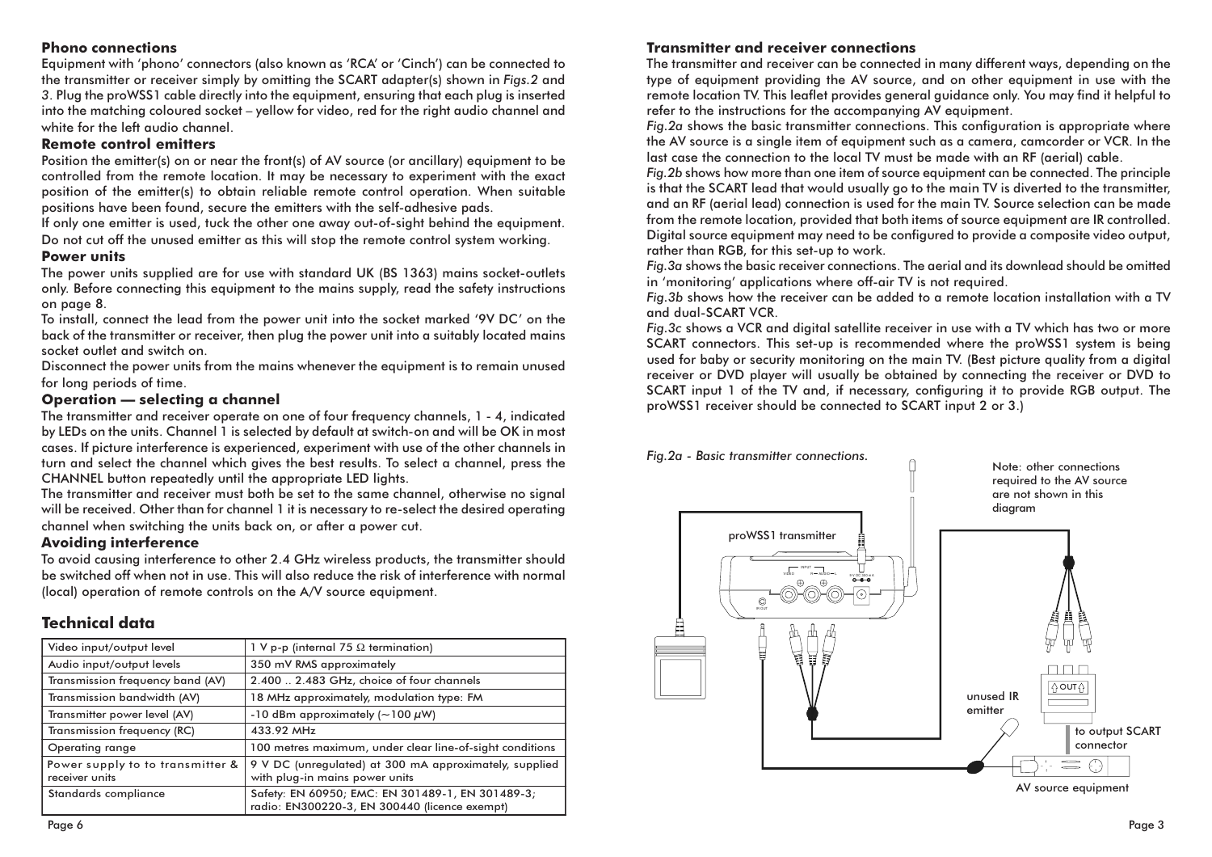## Phono connections

Equipment with 'phono' connectors (also known as 'RCA' or 'Cinch') can be connected to the transmitter or receiver simply by omitting the SCART adapter(s) shown in *Figs.2* and *3*. Plug the proWSS1 cable directly into the equipment, ensuring that each plug is inserted into the matching coloured socket – yellow for video, red for the right audio channel and white for the left audio channel.

## Remote control emitters

Position the emitter(s) on or near the front(s) of AV source (or ancillary) equipment to be controlled from the remote location. It may be necessary to experiment with the exact position of the emitter(s) to obtain reliable remote control operation. When suitable positions have been found, secure the emitters with the self-adhesive pads.

If only one emitter is used, tuck the other one away out-of-sight behind the equipment. Do not cut off the unused emitter as this will stop the remote control system working.

## Power units

The power units supplied are for use with standard UK (BS 1363) mains socket-outlets only. Before connecting this equipment to the mains supply, read the safety instructions on page 8.

To install, connect the lead from the power unit into the socket marked '9V DC' on the back of the transmitter or receiver, then plug the power unit into a suitably located mains socket outlet and switch on.

Disconnect the power units from the mains whenever the equipment is to remain unused for long periods of time.

## Operation — selecting a channel

The transmitter and receiver operate on one of four frequency channels, 1 - 4, indicated by LEDs on the units. Channel 1 is selected by default at switch-on and will be OK in most cases. If picture interference is experienced, experiment with use of the other channels in turn and select the channel which gives the best results. To select a channel, press the CHANNEL button repeatedly until the appropriate LED lights.

The transmitter and receiver must both be set to the same channel, otherwise no signal will be received. Other than for channel 1 it is necessary to re-select the desired operating channel when switching the units back on, or after a power cut.

## Avoiding interference

To avoid causing interference to other 2.4 GHz wireless products, the transmitter should be switched off when not in use. This will also reduce the risk of interference with normal (local) operation of remote controls on the A/V source equipment.

# Technical data

| | |
|---|---|
| Video input/output level | 1 V p-p (internal 75 Ω termination) |
| Audio input/output levels | 350 mV RMS approximately |
| Transmission frequency band (AV) | 2.400 .. 2.483 GHz, choice of four channels |
| Transmission bandwidth (AV) | 18 MHz approximately, modulation type: FM |
| Transmitter power level (AV) | -10 dBm approximately (~100 μW) |
| Transmission frequency (RC) | 433.92 MHz |
| Operating range | 100 metres maximum, under clear line-of-sight conditions |
| Power supply to transmitter & receiver units | 9 V DC (unregulated) at 300 mA approximately, supplied with plug-in mains power units |
| Standards compliance | Safety: EN 60950; EMC: EN 301489-1, EN 301489-3; radio: EN300220-3, EN 300440 (licence exempt) |

## Transmitter and receiver connections

The transmitter and receiver can be connected in many different ways, depending on the type of equipment providing the AV source, and on other equipment in use with the remote location TV. This leaflet provides general guidance only. You may find it helpful to refer to the instructions for the accompanying AV equipment.

*Fig.2a* shows the basic transmitter connections. This configuration is appropriate where the AV source is a single item of equipment such as a camera, camcorder or VCR. In the last case the connection to the local TV must be made with an RF (aerial) cable.

*Fig.2b* shows how more than one item of source equipment can be connected. The principle is that the SCART lead that would usually go to the main TV is diverted to the transmitter, and an RF (aerial lead) connection is used for the main TV. Source selection can be made from the remote location, provided that both items of source equipment are IR controlled. Digital source equipment may need to be configured to provide a composite video output, rather than RGB, for this set-up to work.

*Fig.3a* shows the basic receiver connections. The aerial and its downlead should be omitted in 'monitoring' applications where off-air TV is not required.

*Fig.3b* shows how the receiver can be added to a remote location installation with a TV and dual-SCART VCR.

*Fig.3c* shows a VCR and digital satellite receiver in use with a TV which has two or more SCART connectors. This set-up is recommended where the proWSS1 system is being used for baby or security monitoring on the main TV. (Best picture quality from a digital receiver or DVD player will usually be obtained by connecting the receiver or DVD to SCART input 1 of the TV and, if necessary, configuring it to provide RGB output. The proWSS1 receiver should be connected to SCART input 2 or 3.)

*Fig.2a - Basic transmitter connections.*

proWSS1 transmitter

Note: other connections required to the AV source are not shown in this diagram

unused IR emitter

OUT

to output SCART connector

AV source equipment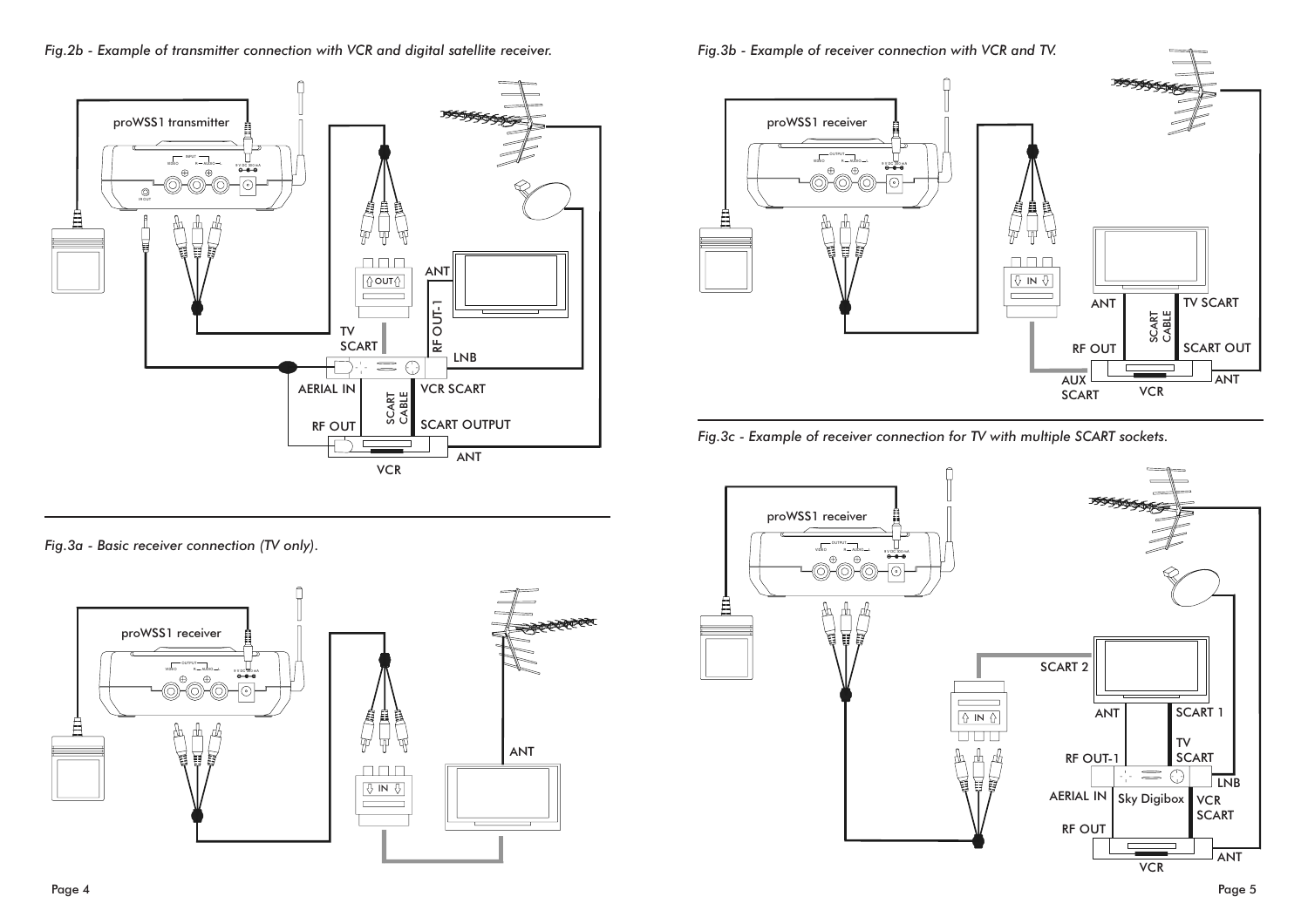*Fig.2b - Example of transmitter connection with VCR and digital satellite receiver.*

proWSS1 transmitter

OUT

TV SCART

ANT

RF OUT-1

LNB

AERIAL IN

SCART CABLE

VCR SCART

RF OUT

SCART OUTPUT

ANT

VCR

*Fig.3a - Basic receiver connection (TV only).*

proWSS1 receiver

IN

ANT

*Fig.3b - Example of receiver connection with VCR and TV.*

proWSS1 receiver

IN

ANT

TV SCART

SCART CABLE

RF OUT

SCART OUT

AUX SCART

VCR

ANT

*Fig.3c - Example of receiver connection for TV with multiple SCART sockets.*

proWSS1 receiver

SCART 2

IN

ANT

SCART 1

TV SCART

RF OUT-1

LNB

AERIAL IN

Sky Digibox

VCR SCART

RF OUT

ANT

VCR